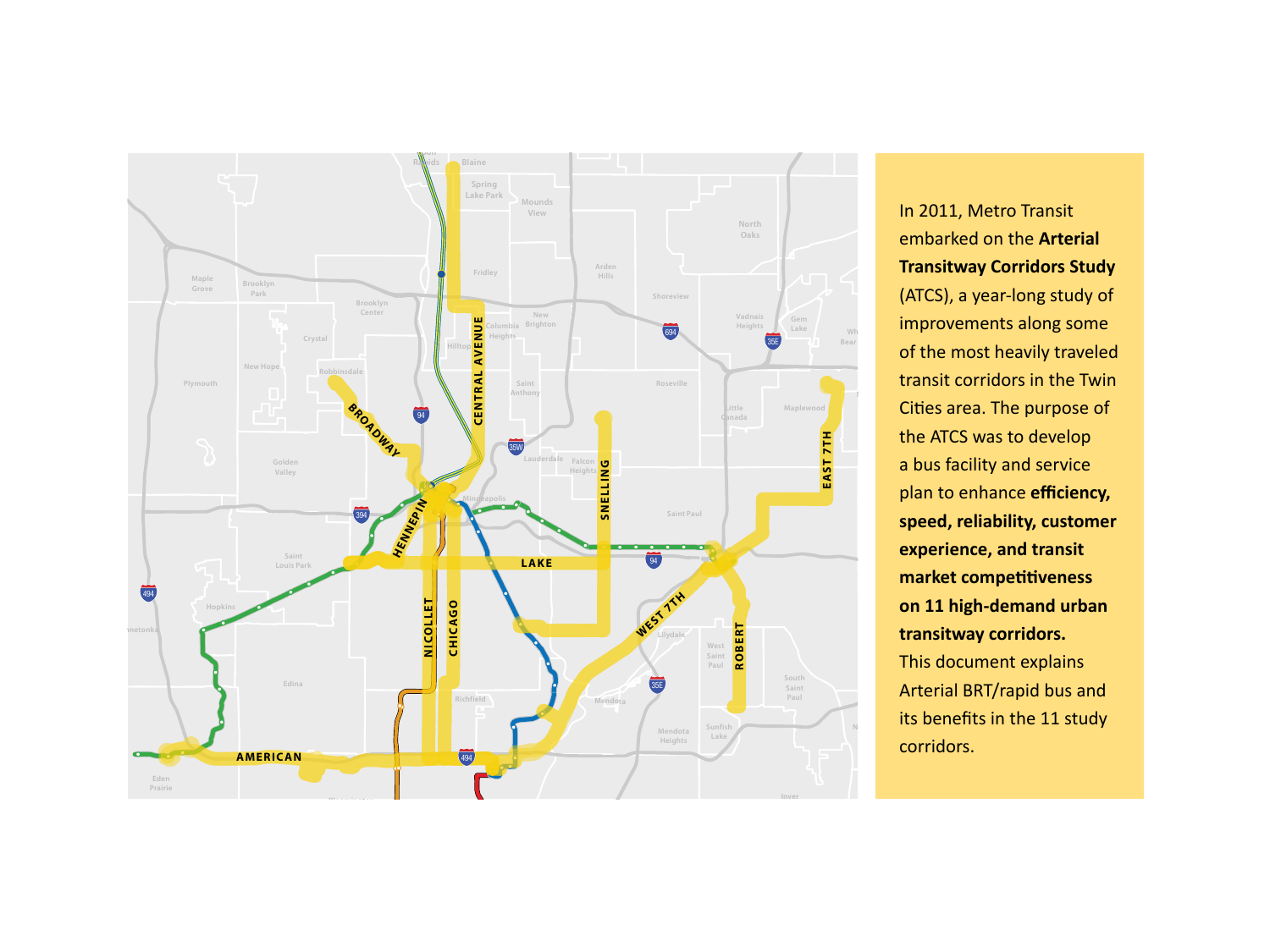In 2011, Metro Transit embarked on the **Arterial Transitway Corridors Study** (ATCS), a year-long study of improvements along some of the most heavily traveled transit corridors in the Twin Cities area. The purpose of the ATCS was to develop a bus facility and service plan to enhance **efficiency, speed, reliability, customer experience, and transit market competitiveness on 11 high-demand urban transitway corridors.** This document explains Arterial BRT/rapid bus and its benefits in the 11 study corridors.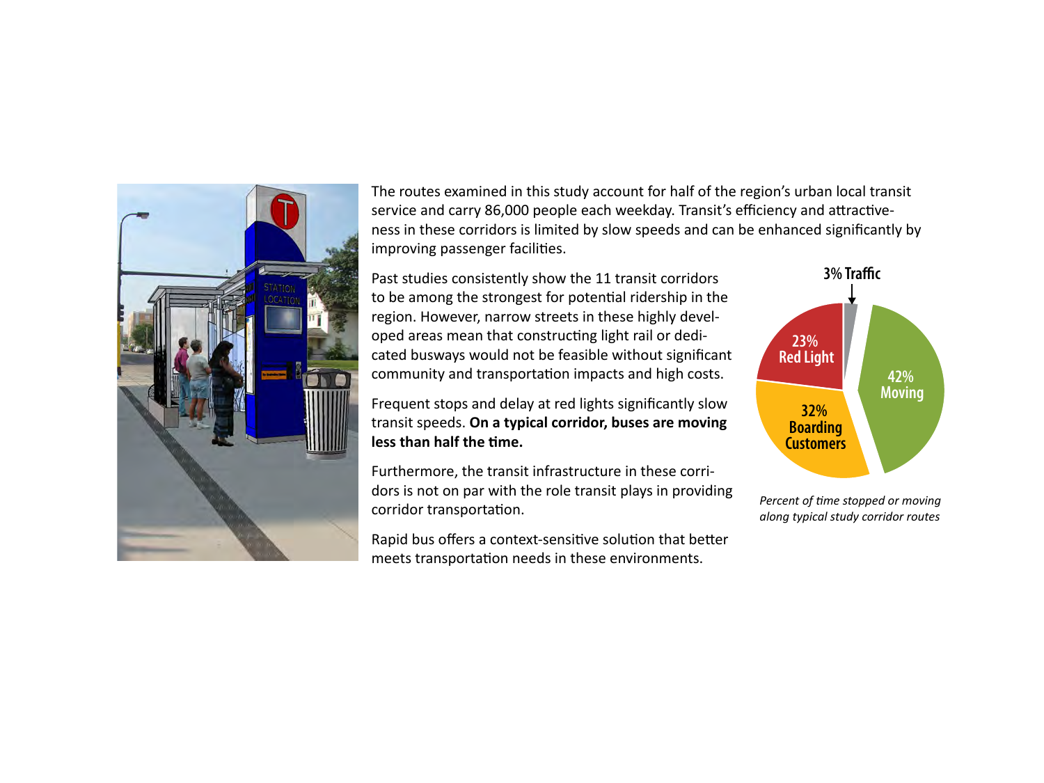The routes examined in this study account for half of the region's urban local transit service and carry 86,000 people each weekday. Transit's efficiency and attractiveness in these corridors is limited by slow speeds and can be enhanced significantly by improving passenger facilities.

Past studies consistently show the 11 transit corridors to be among the strongest for potential ridership in the region. However, narrow streets in these highly developed areas mean that constructing light rail or dedicated busways would not be feasible without significant community and transportation impacts and high costs.

Frequent stops and delay at red lights significantly slow transit speeds. **On a typical corridor, buses are moving less than half the time.**

Furthermore, the transit infrastructure in these corridors is not on par with the role transit plays in providing corridor transportation.

Rapid bus offers a context-sensitive solution that better meets transportation needs in these environments.

3% Traffic

23% Red Light

42% Moving

32% Boarding Customers

*Percent of time stopped or moving along typical study corridor routes*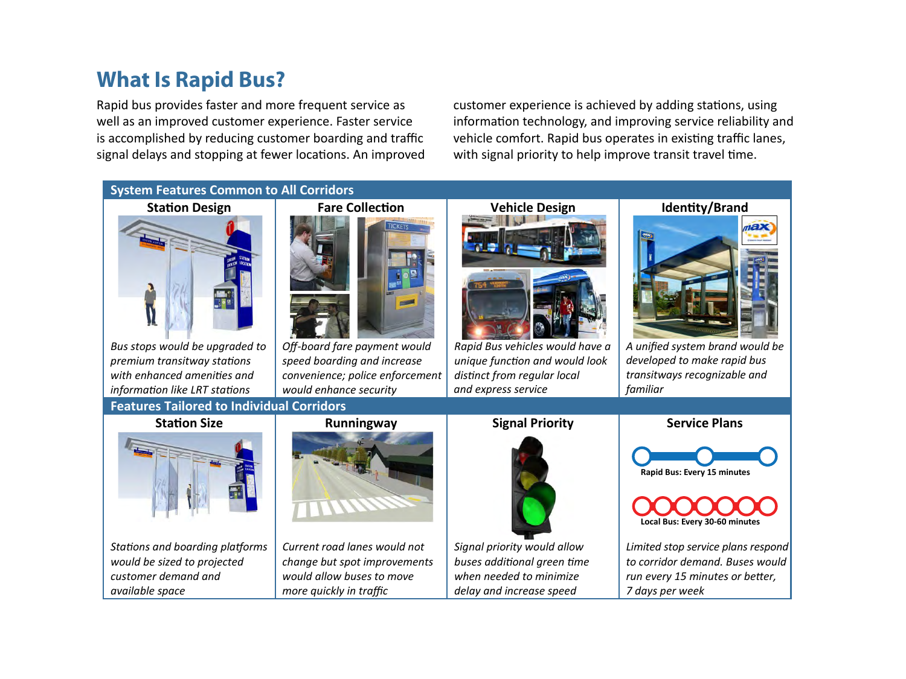# What Is Rapid Bus?

Rapid bus provides faster and more frequent service as well as an improved customer experience. Faster service is accomplished by reducing customer boarding and traffic signal delays and stopping at fewer locations. An improved customer experience is achieved by adding stations, using information technology, and improving service reliability and vehicle comfort. Rapid bus operates in existing traffic lanes, with signal priority to help improve transit travel time.

## System Features Common to All Corridors

| Station Design | Fare Collection | Vehicle Design | Identity/Brand |
| --- | --- | --- | --- |
| *Bus stops would be upgraded to premium transitway stations with enhanced amenities and information like LRT stations* | *Off-board fare payment would speed boarding and increase convenience; police enforcement would enhance security* | *Rapid Bus vehicles would have a unique function and would look distinct from regular local and express service* | *A unified system brand would be developed to make rapid bus transitways recognizable and familiar* |

## Features Tailored to Individual Corridors

| Station Size | Runningway | Signal Priority | Service Plans |
| --- | --- | --- | --- |
| *Stations and boarding platforms would be sized to projected customer demand and available space* | *Current road lanes would not change but spot improvements would allow buses to move more quickly in traffic* | *Signal priority would allow buses additional green time when needed to minimize delay and increase speed* | Rapid Bus: Every 15 minutes<br>Local Bus: Every 30-60 minutes<br>*Limited stop service plans respond to corridor demand. Buses would run every 15 minutes or better, 7 days per week* |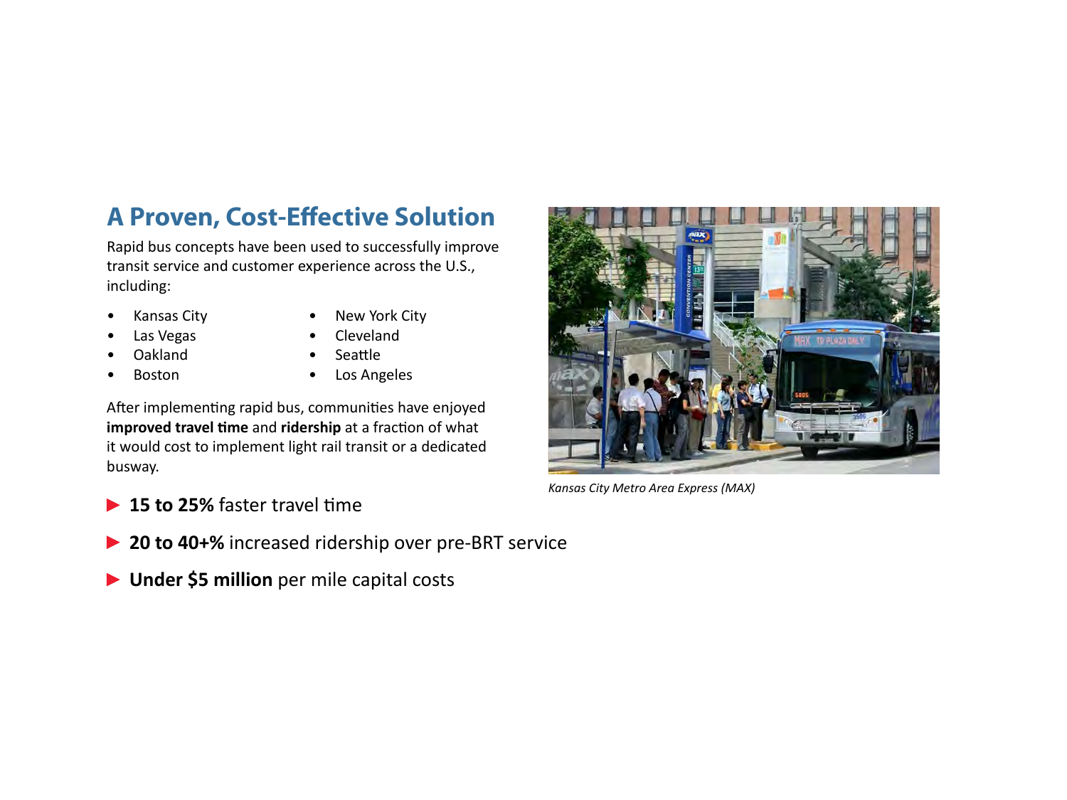## A Proven, Cost-Effective Solution

Rapid bus concepts have been used to successfully improve transit service and customer experience across the U.S., including:

- Kansas City
- Las Vegas
- Oakland
- Boston
- New York City
- Cleveland
- Seattle
- Los Angeles

After implementing rapid bus, communities have enjoyed **improved travel time** and **ridership** at a fraction of what it would cost to implement light rail transit or a dedicated busway.

*Kansas City Metro Area Express (MAX)*

- **15 to 25%** faster travel time
- **20 to 40+%** increased ridership over pre-BRT service
- **Under $5 million** per mile capital costs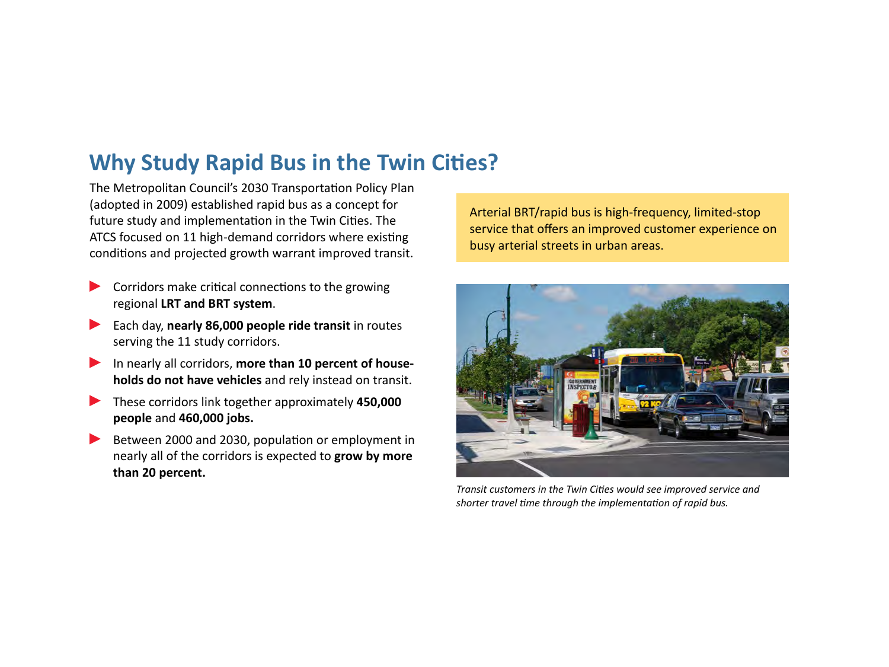## Why Study Rapid Bus in the Twin Cities?

The Metropolitan Council's 2030 Transportation Policy Plan (adopted in 2009) established rapid bus as a concept for future study and implementation in the Twin Cities. The ATCS focused on 11 high-demand corridors where existing conditions and projected growth warrant improved transit.

- Corridors make critical connections to the growing regional **LRT and BRT system**.
- Each day, **nearly 86,000 people ride transit** in routes serving the 11 study corridors.
- In nearly all corridors, **more than 10 percent of households do not have vehicles** and rely instead on transit.
- These corridors link together approximately **450,000 people** and **460,000 jobs.**
- Between 2000 and 2030, population or employment in nearly all of the corridors is expected to **grow by more than 20 percent.**

Arterial BRT/rapid bus is high-frequency, limited-stop service that offers an improved customer experience on busy arterial streets in urban areas.

*Transit customers in the Twin Cities would see improved service and shorter travel time through the implementation of rapid bus.*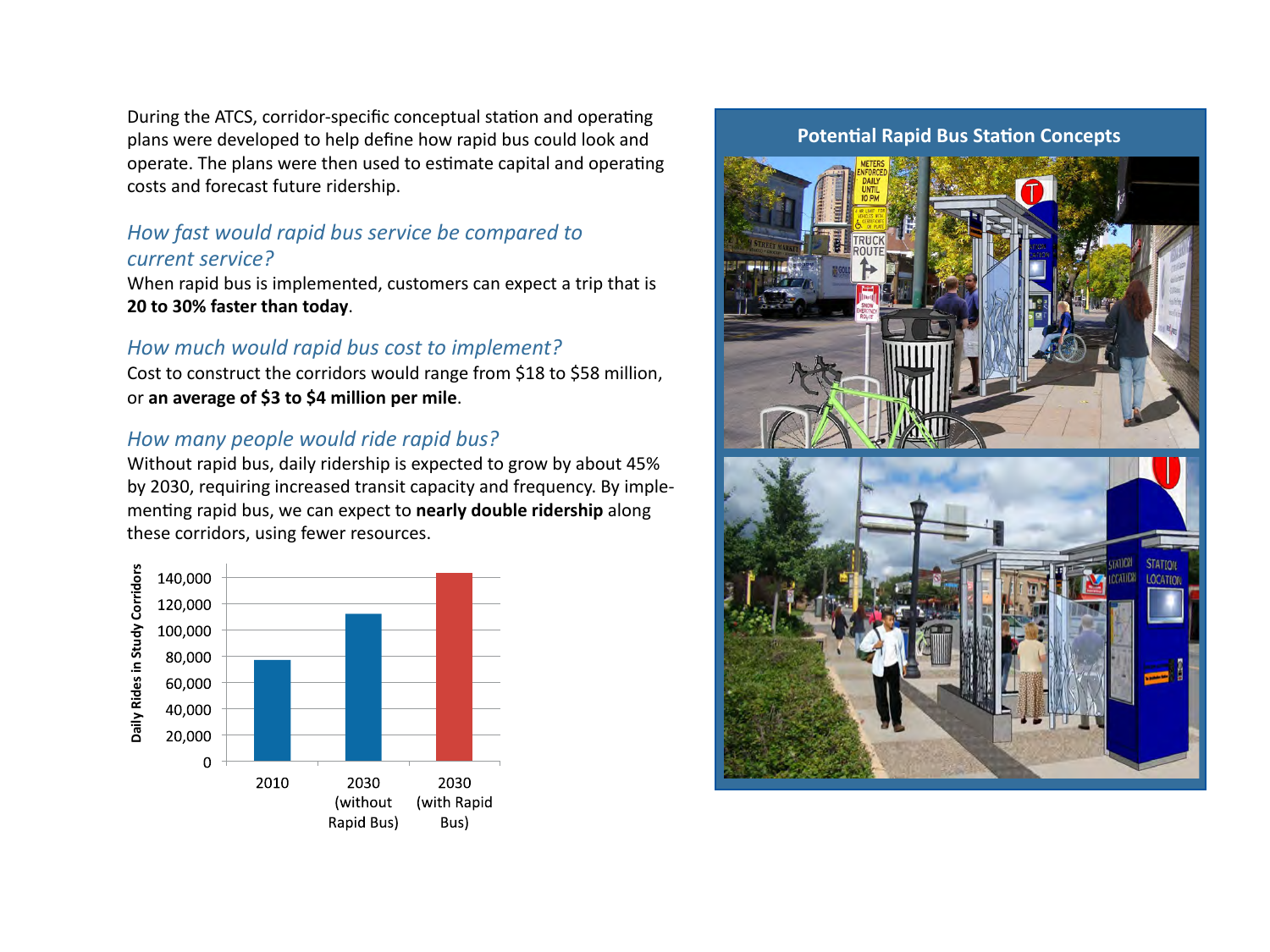During the ATCS, corridor-specific conceptual station and operating plans were developed to help define how rapid bus could look and operate. The plans were then used to estimate capital and operating costs and forecast future ridership.

### *How fast would rapid bus service be compared to current service?*

When rapid bus is implemented, customers can expect a trip that is **20 to 30% faster than today**.

### *How much would rapid bus cost to implement?*

Cost to construct the corridors would range from $18 to $58 million, or **an average of $3 to $4 million per mile**.

### *How many people would ride rapid bus?*

Without rapid bus, daily ridership is expected to grow by about 45% by 2030, requiring increased transit capacity and frequency. By implementing rapid bus, we can expect to **nearly double ridership** along these corridors, using fewer resources.

Daily Rides in Study Corridors

| | 2010 | 2030 (without Rapid Bus) | 2030 (with Rapid Bus) |
|---|---|---|---|
| Daily Rides | ~77,000 | ~112,000 | ~143,000 |

## Potential Rapid Bus Station Concepts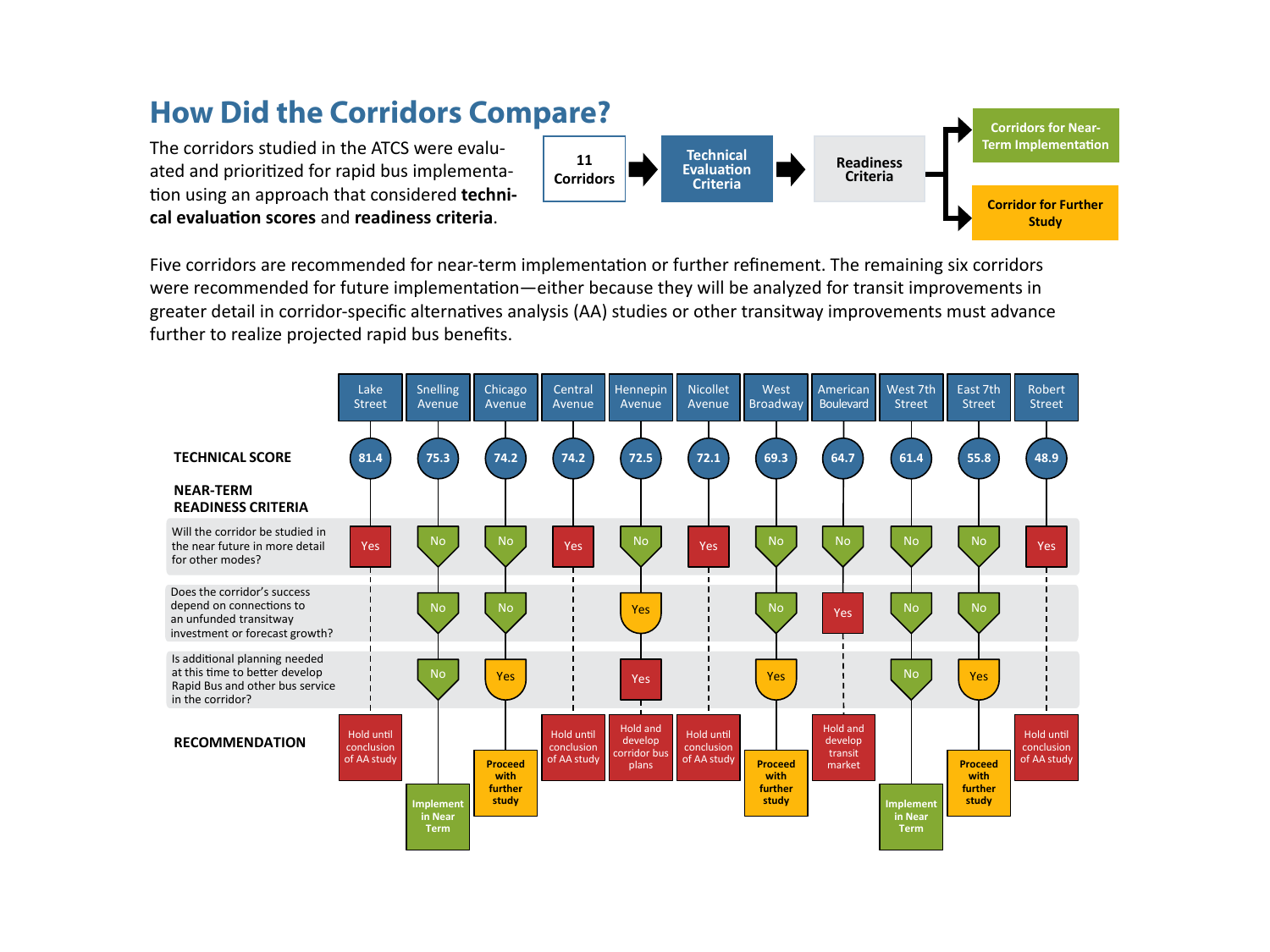# How Did the Corridors Compare?

The corridors studied in the ATCS were evaluated and prioritized for rapid bus implementation using an approach that considered **technical evaluation scores** and **readiness criteria**.

11 Corridors → Technical Evaluation Criteria → Readiness Criteria → Corridors for Near-Term Implementation / Corridor for Further Study

Five corridors are recommended for near-term implementation or further refinement. The remaining six corridors were recommended for future implementation—either because they will be analyzed for transit improvements in greater detail in corridor-specific alternatives analysis (AA) studies or other transitway improvements must advance further to realize projected rapid bus benefits.

| | Lake Street | Snelling Avenue | Chicago Avenue | Central Avenue | Hennepin Avenue | Nicollet Avenue | West Broadway | American Boulevard | West 7th Street | East 7th Street | Robert Street |
|---|---|---|---|---|---|---|---|---|---|---|---|
| **TECHNICAL SCORE** | 81.4 | 75.3 | 74.2 | 74.2 | 72.5 | 72.1 | 69.3 | 64.7 | 61.4 | 55.8 | 48.9 |
| **NEAR-TERM READINESS CRITERIA** | | | | | | | | | | | |
| Will the corridor be studied in the near future in more detail for other modes? | Yes | No | No | Yes | No | Yes | No | No | No | No | Yes |
| Does the corridor's success depend on connections to an unfunded transitway investment or forecast growth? | | No | No | | Yes | | No | Yes | No | No | |
| Is additional planning needed at this time to better develop Rapid Bus and other bus service in the corridor? | | No | Yes | | Yes | | Yes | | No | Yes | |
| **RECOMMENDATION** | Hold until conclusion of AA study | Implement in Near Term | Proceed with further study | Hold until conclusion of AA study | Hold and develop corridor bus plans | Hold until conclusion of AA study | Proceed with further study | Hold and develop transit market | Implement in Near Term | Proceed with further study | Hold until conclusion of AA study |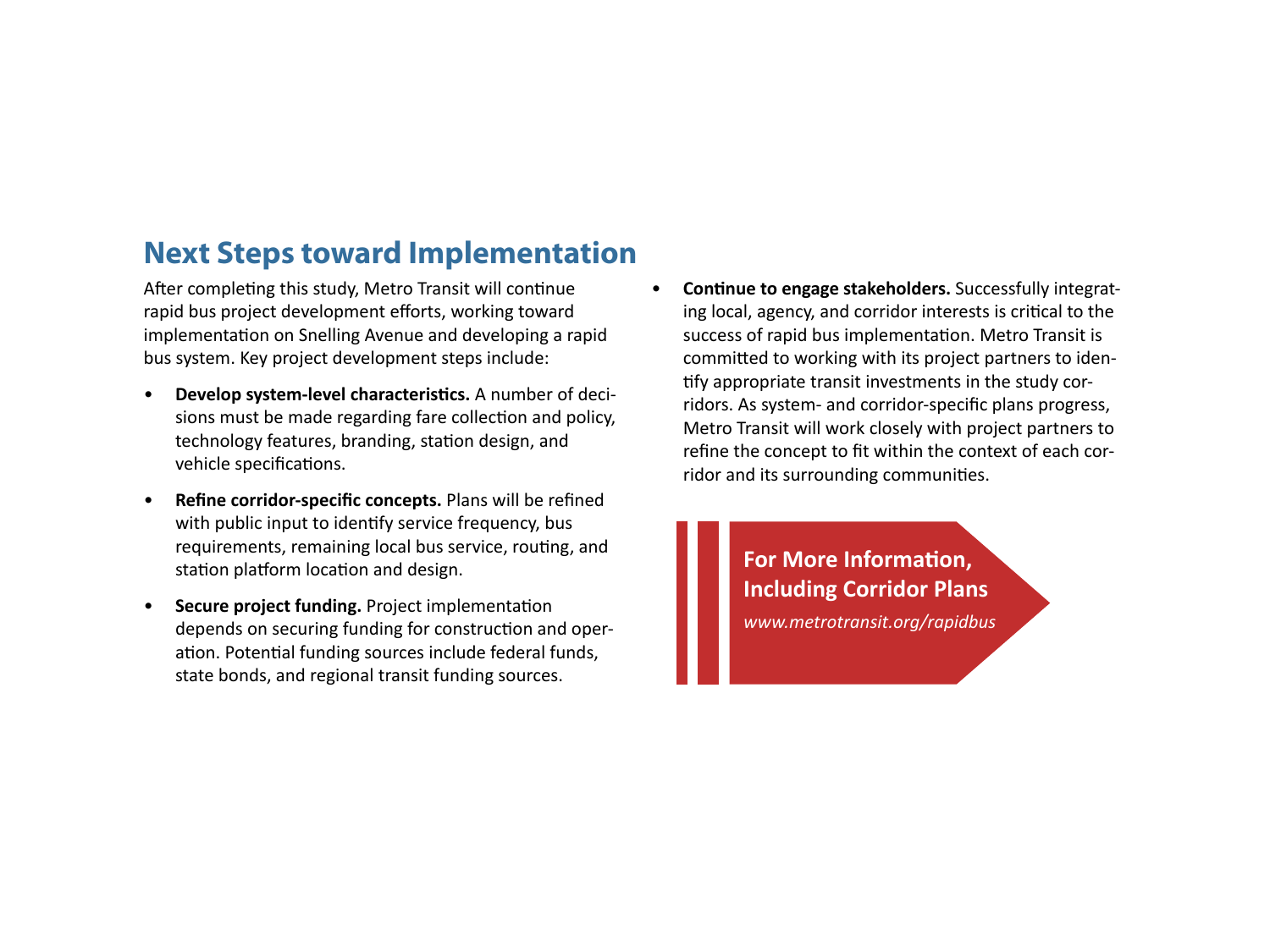## Next Steps toward Implementation

After completing this study, Metro Transit will continue rapid bus project development efforts, working toward implementation on Snelling Avenue and developing a rapid bus system. Key project development steps include:

- **Develop system-level characteristics.** A number of decisions must be made regarding fare collection and policy, technology features, branding, station design, and vehicle specifications.
- **Refine corridor-specific concepts.** Plans will be refined with public input to identify service frequency, bus requirements, remaining local bus service, routing, and station platform location and design.
- **Secure project funding.** Project implementation depends on securing funding for construction and operation. Potential funding sources include federal funds, state bonds, and regional transit funding sources.
- **Continue to engage stakeholders.** Successfully integrating local, agency, and corridor interests is critical to the success of rapid bus implementation. Metro Transit is committed to working with its project partners to identify appropriate transit investments in the study corridors. As system- and corridor-specific plans progress, Metro Transit will work closely with project partners to refine the concept to fit within the context of each corridor and its surrounding communities.

**For More Information, Including Corridor Plans**

*www.metrotransit.org/rapidbus*